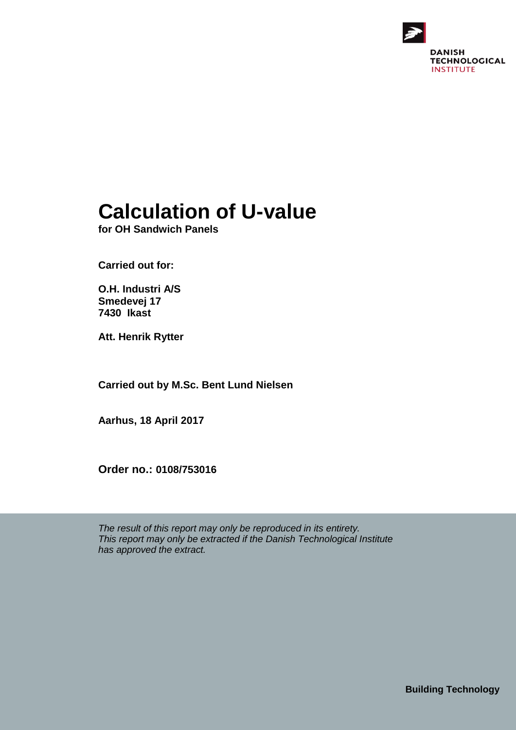DANISH TECHNOLOGICAL INSTITUTE

# Calculation of U-value

**for OH Sandwich Panels**

**Carried out for:**

**O.H. Industri A/S**
**Smedevej 17**
**7430 Ikast**

**Att. Henrik Rytter**

**Carried out by M.Sc. Bent Lund Nielsen**

**Aarhus, 18 April 2017**

**Order no.: 0108/753016**

*The result of this report may only be reproduced in its entirety.*
*This report may only be extracted if the Danish Technological Institute has approved the extract.*

**Building Technology**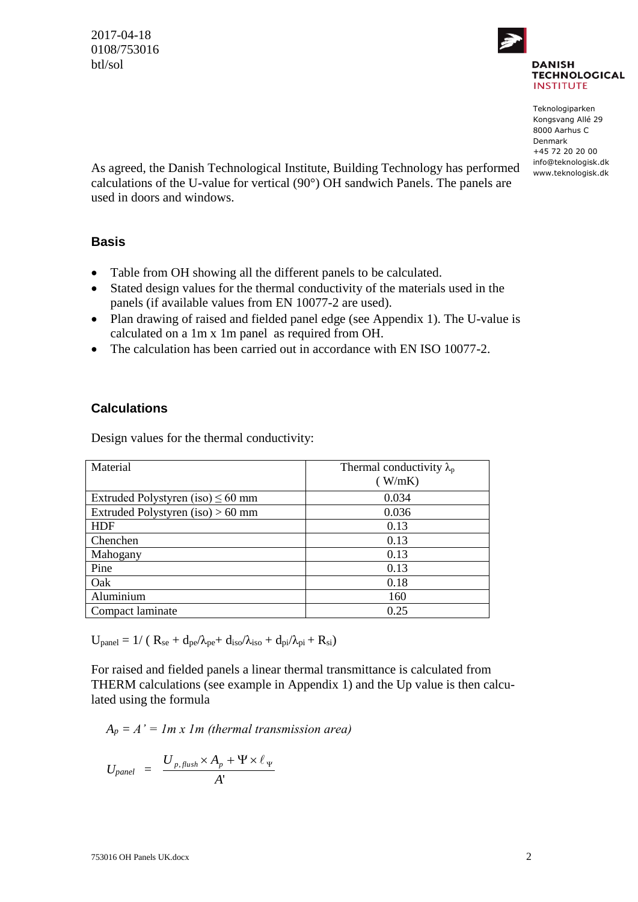2017-04-18
0108/753016
btl/sol

DANISH TECHNOLOGICAL INSTITUTE

Teknologiparken
Kongsvang Allé 29
8000 Aarhus C
Denmark
+45 72 20 20 00
info@teknologisk.dk
www.teknologisk.dk

As agreed, the Danish Technological Institute, Building Technology has performed calculations of the U-value for vertical (90°) OH sandwich Panels. The panels are used in doors and windows.

## Basis

- Table from OH showing all the different panels to be calculated.
- Stated design values for the thermal conductivity of the materials used in the panels (if available values from EN 10077-2 are used).
- Plan drawing of raised and fielded panel edge (see Appendix 1). The U-value is calculated on a 1m x 1m panel as required from OH.
- The calculation has been carried out in accordance with EN ISO 10077-2.

## Calculations

Design values for the thermal conductivity:

| Material | Thermal conductivity $\lambda_p$ ( W/mK) |
|---|---|
| Extruded Polystyren (iso) $\leq$ 60 mm | 0.034 |
| Extruded Polystyren (iso) > 60 mm | 0.036 |
| HDF | 0.13 |
| Chenchen | 0.13 |
| Mahogany | 0.13 |
| Pine | 0.13 |
| Oak | 0.18 |
| Aluminium | 160 |
| Compact laminate | 0.25 |

$$U_{panel} = 1/\left( R_{se} + d_{pe}/\lambda_{pe} + d_{iso}/\lambda_{iso} + d_{pi}/\lambda_{pi} + R_{si}\right)$$

For raised and fielded panels a linear thermal transmittance is calculated from THERM calculations (see example in Appendix 1) and the Up value is then calculated using the formula

$$A_p = A' = 1m \times 1m \text{ (thermal transmission area)}$$

$$U_{panel} = \frac{U_{p,flush} \times A_p + \Psi \times \ell_{\Psi}}{A'}$$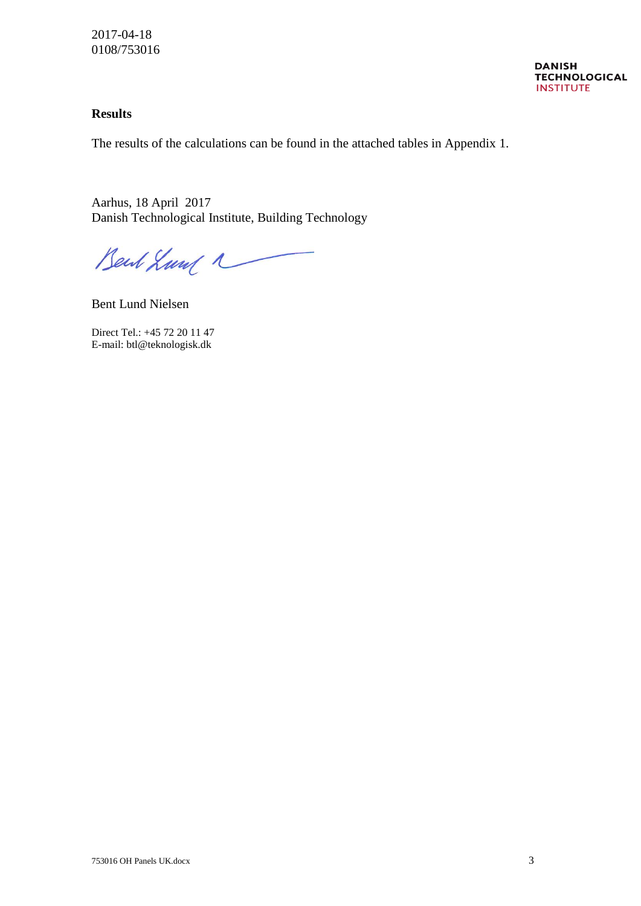2017-04-18
0108/753016

**Results**

The results of the calculations can be found in the attached tables in Appendix 1.

Aarhus, 18 April 2017
Danish Technological Institute, Building Technology

Bent Lund Nielsen

Direct Tel.: +45 72 20 11 47
E-mail: btl@teknologisk.dk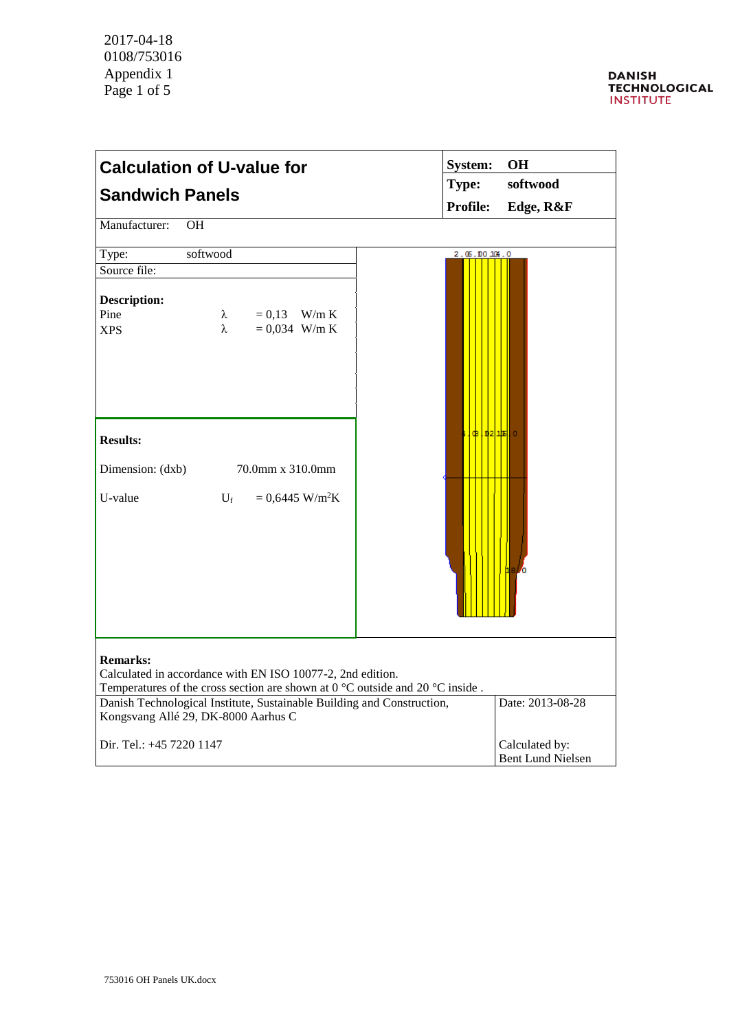2017-04-18
0108/753016
Appendix 1

# Calculation of U-value for Sandwich Panels

| | |
|---|---|
| **System:** | **OH** |
| **Type:** | **softwood** |
| **Profile:** | **Edge, R&F** |

Manufacturer: OH

Type: softwood

Source file:

**Description:**

| | | |
|---|---|---|
| Pine | λ | = 0,13 W/m K |
| XPS | λ | = 0,034 W/m K |

**Results:**

Dimension: (dxb) 70.0mm x 310.0mm

U-value $U_f$ = 0,6445 W/m²K

**Remarks:**
Calculated in accordance with EN ISO 10077-2, 2nd edition.
Temperatures of the cross section are shown at 0 °C outside and 20 °C inside .

| | |
|---|---|
| Danish Technological Institute, Sustainable Building and Construction, Kongsvang Allé 29, DK-8000 Aarhus C | Date: 2013-08-28 |
| Dir. Tel.: +45 7220 1147 | Calculated by: Bent Lund Nielsen |

753016 OH Panels UK.docx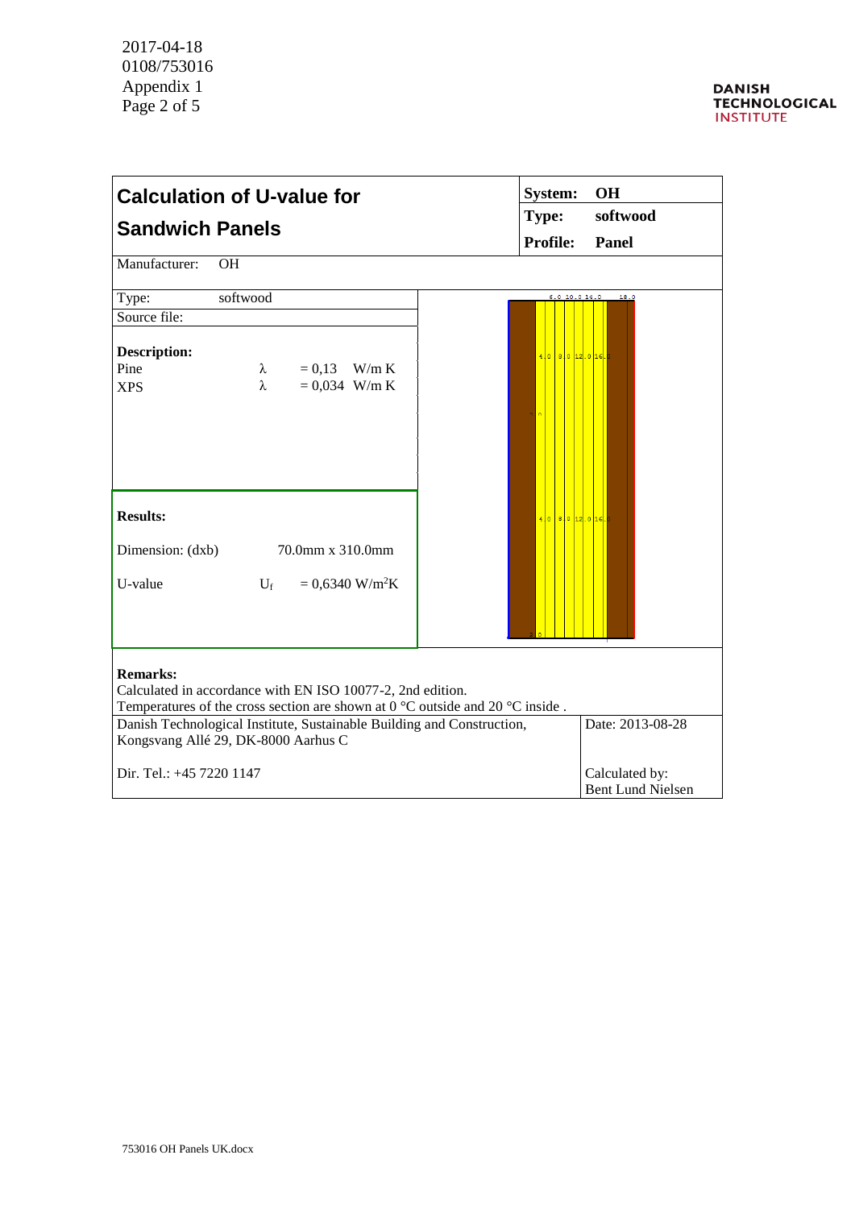2017-04-18
0108/753016
Appendix 1

| Calculation of U-value for Sandwich Panels | System: OH |
|---|---|
| | Type: softwood |
| | Profile: Panel |

Manufacturer: OH

Type: softwood

Source file:

**Description:**

| | | |
|---|---|---|
| Pine | λ | = 0,13 W/m K |
| XPS | λ | = 0,034 W/m K |

6.0 10.0 14.0 18.0

4.0 8.0 12.0 16.0

4.0 8.0 12.0 16.0

**Results:**

Dimension: (dxb) 70.0mm x 310.0mm

U-value $U_f$ = 0,6340 W/m²K

**Remarks:**
Calculated in accordance with EN ISO 10077-2, 2nd edition.
Temperatures of the cross section are shown at 0 °C outside and 20 °C inside .

| | |
|---|---|
| Danish Technological Institute, Sustainable Building and Construction, Kongsvang Allé 29, DK-8000 Aarhus C | Date: 2013-08-28 |
| Dir. Tel.: +45 7220 1147 | Calculated by: Bent Lund Nielsen |

753016 OH Panels UK.docx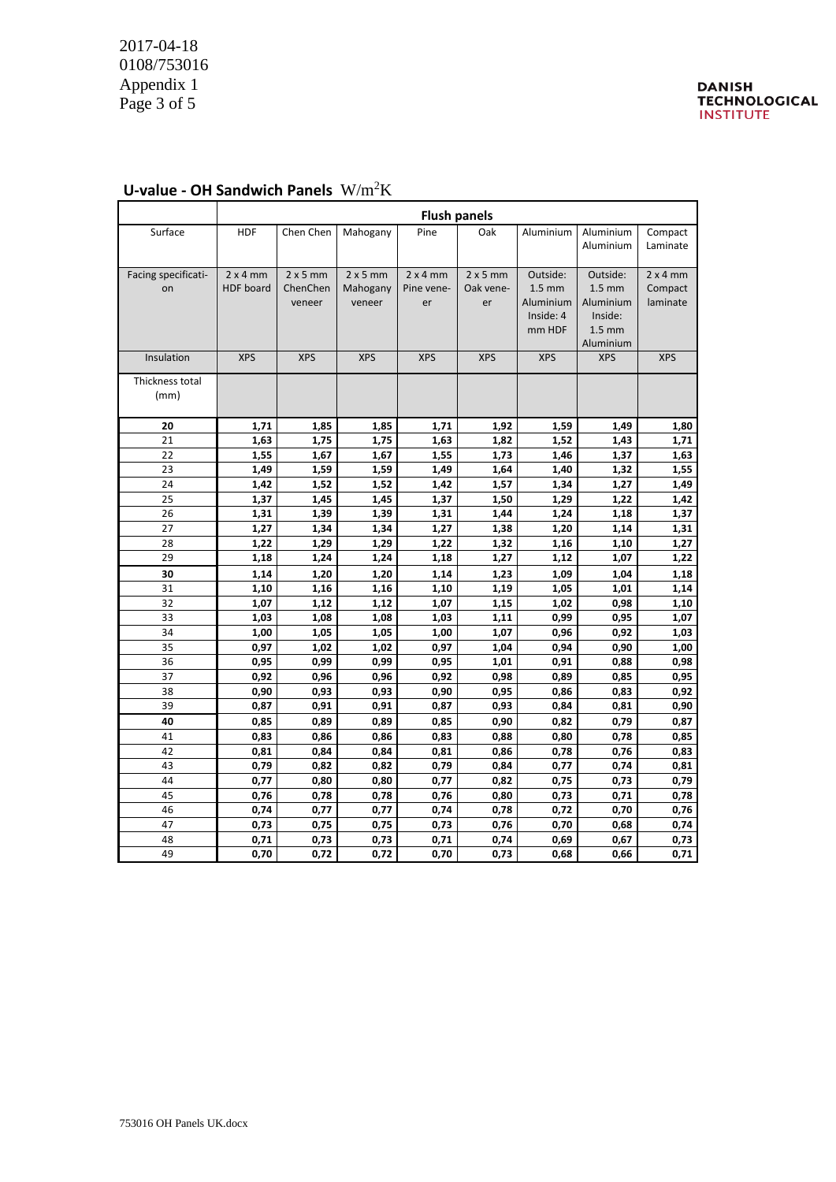## U-value - OH Sandwich Panels W/m$^2$K

| | Flush panels | | | | | | | |
|---|---|---|---|---|---|---|---|---|
| Surface | HDF | Chen Chen | Mahogany | Pine | Oak | Aluminium | Aluminium Aluminium | Compact Laminate |
| Facing specification | 2 x 4 mm HDF board | 2 x 5 mm ChenChen veneer | 2 x 5 mm Mahogany veneer | 2 x 4 mm Pine veneer | 2 x 5 mm Oak veneer | Outside: 1.5 mm Aluminium Inside: 4 mm HDF | Outside: 1.5 mm Aluminium Inside: 1.5 mm Aluminium | 2 x 4 mm Compact laminate |
| Insulation | XPS | XPS | XPS | XPS | XPS | XPS | XPS | XPS |
| Thickness total (mm) | | | | | | | | |
| **20** | **1,71** | **1,85** | **1,85** | **1,71** | **1,92** | **1,59** | **1,49** | **1,80** |
| 21 | **1,63** | **1,75** | **1,75** | **1,63** | **1,82** | **1,52** | **1,43** | **1,71** |
| 22 | **1,55** | **1,67** | **1,67** | **1,55** | **1,73** | **1,46** | **1,37** | **1,63** |
| 23 | **1,49** | **1,59** | **1,59** | **1,49** | **1,64** | **1,40** | **1,32** | **1,55** |
| 24 | **1,42** | **1,52** | **1,52** | **1,42** | **1,57** | **1,34** | **1,27** | **1,49** |
| 25 | **1,37** | **1,45** | **1,45** | **1,37** | **1,50** | **1,29** | **1,22** | **1,42** |
| 26 | **1,31** | **1,39** | **1,39** | **1,31** | **1,44** | **1,24** | **1,18** | **1,37** |
| 27 | **1,27** | **1,34** | **1,34** | **1,27** | **1,38** | **1,20** | **1,14** | **1,31** |
| 28 | **1,22** | **1,29** | **1,29** | **1,22** | **1,32** | **1,16** | **1,10** | **1,27** |
| 29 | **1,18** | **1,24** | **1,24** | **1,18** | **1,27** | **1,12** | **1,07** | **1,22** |
| **30** | **1,14** | **1,20** | **1,20** | **1,14** | **1,23** | **1,09** | **1,04** | **1,18** |
| 31 | **1,10** | **1,16** | **1,16** | **1,10** | **1,19** | **1,05** | **1,01** | **1,14** |
| 32 | **1,07** | **1,12** | **1,12** | **1,07** | **1,15** | **1,02** | **0,98** | **1,10** |
| 33 | **1,03** | **1,08** | **1,08** | **1,03** | **1,11** | **0,99** | **0,95** | **1,07** |
| 34 | **1,00** | **1,05** | **1,05** | **1,00** | **1,07** | **0,96** | **0,92** | **1,03** |
| 35 | **0,97** | **1,02** | **1,02** | **0,97** | **1,04** | **0,94** | **0,90** | **1,00** |
| 36 | **0,95** | **0,99** | **0,99** | **0,95** | **1,01** | **0,91** | **0,88** | **0,98** |
| 37 | **0,92** | **0,96** | **0,96** | **0,92** | **0,98** | **0,89** | **0,85** | **0,95** |
| 38 | **0,90** | **0,93** | **0,93** | **0,90** | **0,95** | **0,86** | **0,83** | **0,92** |
| 39 | **0,87** | **0,91** | **0,91** | **0,87** | **0,93** | **0,84** | **0,81** | **0,90** |
| **40** | **0,85** | **0,89** | **0,89** | **0,85** | **0,90** | **0,82** | **0,79** | **0,87** |
| 41 | **0,83** | **0,86** | **0,86** | **0,83** | **0,88** | **0,80** | **0,78** | **0,85** |
| 42 | **0,81** | **0,84** | **0,84** | **0,81** | **0,86** | **0,78** | **0,76** | **0,83** |
| 43 | **0,79** | **0,82** | **0,82** | **0,79** | **0,84** | **0,77** | **0,74** | **0,81** |
| 44 | **0,77** | **0,80** | **0,80** | **0,77** | **0,82** | **0,75** | **0,73** | **0,79** |
| 45 | **0,76** | **0,78** | **0,78** | **0,76** | **0,80** | **0,73** | **0,71** | **0,78** |
| 46 | **0,74** | **0,77** | **0,77** | **0,74** | **0,78** | **0,72** | **0,70** | **0,76** |
| 47 | **0,73** | **0,75** | **0,75** | **0,73** | **0,76** | **0,70** | **0,68** | **0,74** |
| 48 | **0,71** | **0,73** | **0,73** | **0,71** | **0,74** | **0,69** | **0,67** | **0,73** |
| 49 | **0,70** | **0,72** | **0,72** | **0,70** | **0,73** | **0,68** | **0,66** | **0,71** |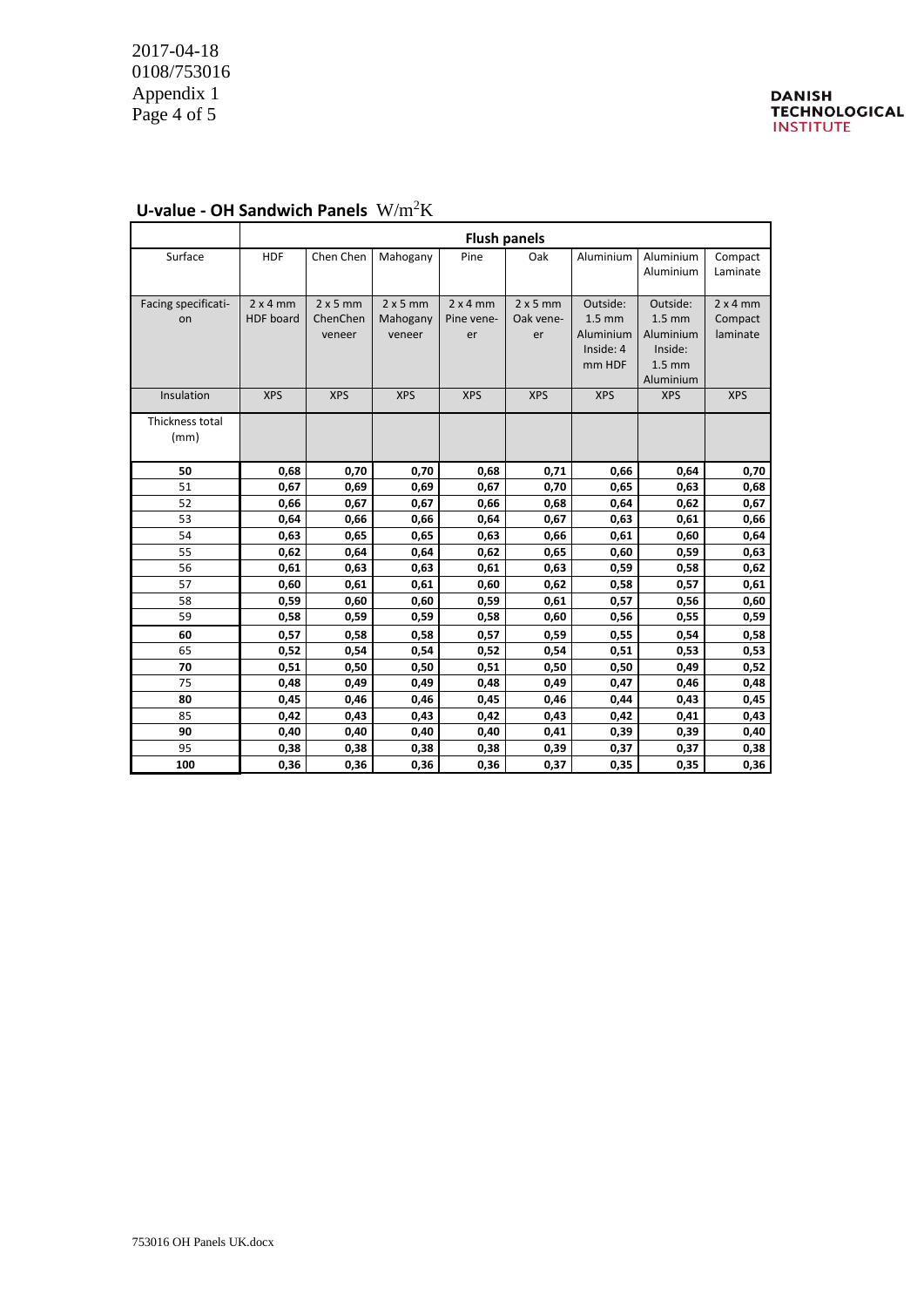## U-value - OH Sandwich Panels W/m$^2$K

| | Flush panels | | | | | | | |
|---|---|---|---|---|---|---|---|---|
| Surface | HDF | Chen Chen | Mahogany | Pine | Oak | Aluminium | Aluminium Aluminium | Compact Laminate |
| Facing specification | 2 x 4 mm HDF board | 2 x 5 mm ChenChen veneer | 2 x 5 mm Mahogany veneer | 2 x 4 mm Pine veneer | 2 x 5 mm Oak veneer | Outside: 1.5 mm Aluminium Inside: 4 mm HDF | Outside: 1.5 mm Aluminium Inside: 1.5 mm Aluminium | 2 x 4 mm Compact laminate |
| Insulation | XPS | XPS | XPS | XPS | XPS | XPS | XPS | XPS |
| Thickness total (mm) | | | | | | | | |
| **50** | **0,68** | **0,70** | **0,70** | **0,68** | **0,71** | **0,66** | **0,64** | **0,70** |
| 51 | **0,67** | **0,69** | **0,69** | **0,67** | **0,70** | **0,65** | **0,63** | **0,68** |
| 52 | **0,66** | **0,67** | **0,67** | **0,66** | **0,68** | **0,64** | **0,62** | **0,67** |
| 53 | **0,64** | **0,66** | **0,66** | **0,64** | **0,67** | **0,63** | **0,61** | **0,66** |
| 54 | **0,63** | **0,65** | **0,65** | **0,63** | **0,66** | **0,61** | **0,60** | **0,64** |
| 55 | **0,62** | **0,64** | **0,64** | **0,62** | **0,65** | **0,60** | **0,59** | **0,63** |
| 56 | **0,61** | **0,63** | **0,63** | **0,61** | **0,63** | **0,59** | **0,58** | **0,62** |
| 57 | **0,60** | **0,61** | **0,61** | **0,60** | **0,62** | **0,58** | **0,57** | **0,61** |
| 58 | **0,59** | **0,60** | **0,60** | **0,59** | **0,61** | **0,57** | **0,56** | **0,60** |
| 59 | **0,58** | **0,59** | **0,59** | **0,58** | **0,60** | **0,56** | **0,55** | **0,59** |
| **60** | **0,57** | **0,58** | **0,58** | **0,57** | **0,59** | **0,55** | **0,54** | **0,58** |
| 65 | **0,52** | **0,54** | **0,54** | **0,52** | **0,54** | **0,51** | **0,53** | **0,53** |
| **70** | **0,51** | **0,50** | **0,50** | **0,51** | **0,50** | **0,50** | **0,49** | **0,52** |
| 75 | **0,48** | **0,49** | **0,49** | **0,48** | **0,49** | **0,47** | **0,46** | **0,48** |
| **80** | **0,45** | **0,46** | **0,46** | **0,45** | **0,46** | **0,44** | **0,43** | **0,45** |
| 85 | **0,42** | **0,43** | **0,43** | **0,42** | **0,43** | **0,42** | **0,41** | **0,43** |
| **90** | **0,40** | **0,40** | **0,40** | **0,40** | **0,41** | **0,39** | **0,39** | **0,40** |
| 95 | **0,38** | **0,38** | **0,38** | **0,38** | **0,39** | **0,37** | **0,37** | **0,38** |
| **100** | **0,36** | **0,36** | **0,36** | **0,36** | **0,37** | **0,35** | **0,35** | **0,36** |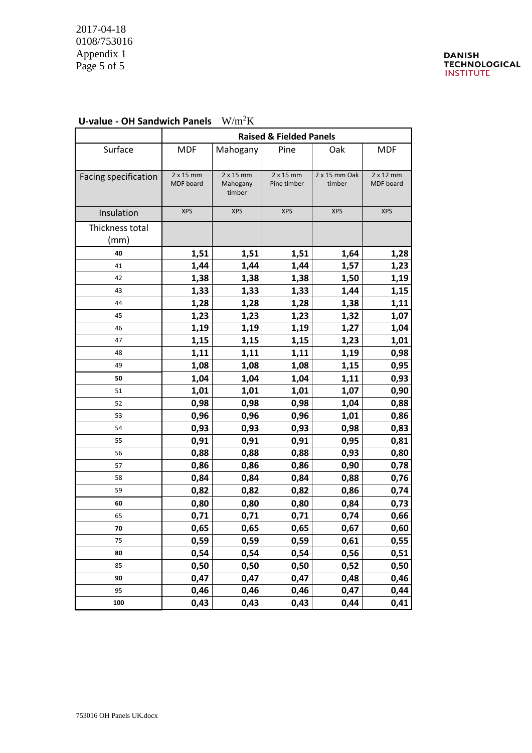**U-value - OH Sandwich Panels** $W/m^2K$

| | Raised & Fielded Panels | | | | |
|---|---|---|---|---|---|
| Surface | MDF | Mahogany | Pine | Oak | MDF |
| Facing specification | 2 x 15 mm MDF board | 2 x 15 mm Mahogany timber | 2 x 15 mm Pine timber | 2 x 15 mm Oak timber | 2 x 12 mm MDF board |
| Insulation | XPS | XPS | XPS | XPS | XPS |
| Thickness total (mm) | | | | | |
| 40 | 1,51 | 1,51 | 1,51 | 1,64 | 1,28 |
| 41 | 1,44 | 1,44 | 1,44 | 1,57 | 1,23 |
| 42 | 1,38 | 1,38 | 1,38 | 1,50 | 1,19 |
| 43 | 1,33 | 1,33 | 1,33 | 1,44 | 1,15 |
| 44 | 1,28 | 1,28 | 1,28 | 1,38 | 1,11 |
| 45 | 1,23 | 1,23 | 1,23 | 1,32 | 1,07 |
| 46 | 1,19 | 1,19 | 1,19 | 1,27 | 1,04 |
| 47 | 1,15 | 1,15 | 1,15 | 1,23 | 1,01 |
| 48 | 1,11 | 1,11 | 1,11 | 1,19 | 0,98 |
| 49 | 1,08 | 1,08 | 1,08 | 1,15 | 0,95 |
| 50 | 1,04 | 1,04 | 1,04 | 1,11 | 0,93 |
| 51 | 1,01 | 1,01 | 1,01 | 1,07 | 0,90 |
| 52 | 0,98 | 0,98 | 0,98 | 1,04 | 0,88 |
| 53 | 0,96 | 0,96 | 0,96 | 1,01 | 0,86 |
| 54 | 0,93 | 0,93 | 0,93 | 0,98 | 0,83 |
| 55 | 0,91 | 0,91 | 0,91 | 0,95 | 0,81 |
| 56 | 0,88 | 0,88 | 0,88 | 0,93 | 0,80 |
| 57 | 0,86 | 0,86 | 0,86 | 0,90 | 0,78 |
| 58 | 0,84 | 0,84 | 0,84 | 0,88 | 0,76 |
| 59 | 0,82 | 0,82 | 0,82 | 0,86 | 0,74 |
| 60 | 0,80 | 0,80 | 0,80 | 0,84 | 0,73 |
| 65 | 0,71 | 0,71 | 0,71 | 0,74 | 0,66 |
| 70 | 0,65 | 0,65 | 0,65 | 0,67 | 0,60 |
| 75 | 0,59 | 0,59 | 0,59 | 0,61 | 0,55 |
| 80 | 0,54 | 0,54 | 0,54 | 0,56 | 0,51 |
| 85 | 0,50 | 0,50 | 0,50 | 0,52 | 0,50 |
| 90 | 0,47 | 0,47 | 0,47 | 0,48 | 0,46 |
| 95 | 0,46 | 0,46 | 0,46 | 0,47 | 0,44 |
| 100 | 0,43 | 0,43 | 0,43 | 0,44 | 0,41 |